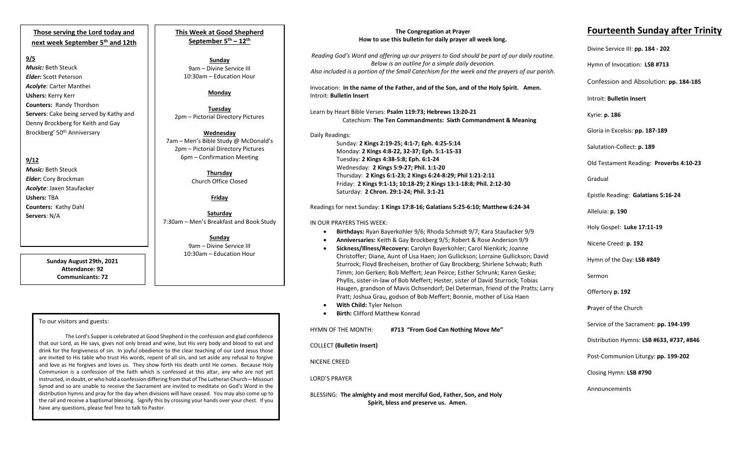## Those serving the Lord today and next week September 5th and 12th

**9/5**

***Music:*** Beth Steuck
***Elder*:** Scott Peterson
***Acolyte*:** Carter Manthei
**Ushers:** Kerry Kerr
**Counters:** Randy Thordson
**Servers**: Cake being served by Kathy and Denny Brockberg for Keith and Gay Brockberg' 50th Anniversary

**9/12**

***Music:*** Beth Steuck
***Elder*:** Cory Brockman
***Acolyte*:** Jaxen Staufacker
**Ushers:** TBA
**Counters:** Kathy Dahl
**Servers**: N/A

**Sunday August 29th, 2021**
**Attendance: 92**
**Communicants: 72**

## This Week at Good Shepherd September 5th – 12th

**Sunday**
9am – Divine Service III
10:30am – Education Hour

**Monday**

**Tuesday**
2pm – Pictorial Directory Pictures

**Wednesday**
7am – Men's Bible Study @ McDonald's
2pm – Pictorial Directory Pictures
6pm – Confirmation Meeting

**Thursday**
Church Office Closed

**Friday**

**Saturday**
7:30am – Men's Breakfast and Book Study

**Sunday**
9am – Divine Service III
10:30am – Education Hour

To our visitors and guests:

The Lord's Supper is celebrated at Good Shepherd in the confession and glad confidence that our Lord, as He says, gives not only bread and wine, but His very body and blood to eat and drink for the forgiveness of sin. In joyful obedience to the clear teaching of our Lord Jesus those are invited to His table who trust His words, repent of all sin, and set aside any refusal to forgive and love as He forgives and loves us. They show forth His death until He comes. Because Holy Communion is a confession of the faith which is confessed at this altar, any who are not yet instructed, in doubt, or who hold a confession differing from that of The Lutheran Church—Missouri Synod and so are unable to receive the Sacrament are invited to meditate on God's Word in the distribution hymns and pray for the day when divisions will have ceased. You may also come up to the rail and receive a baptismal blessing. Signify this by crossing your hands over your chest. If you have any questions, please feel free to talk to Pastor.

## The Congregation at Prayer
**How to use this bulletin for daily prayer all week long.**

*Reading God's Word and offering up our prayers to God should be part of our daily routine. Below is an outline for a simple daily devotion. Also included is a portion of the Small Catechism for the week and the prayers of our parish.*

Invocation: **In the name of the Father, and of the Son, and of the Holy Spirit. Amen.**
Introit: **Bulletin Insert**

Learn by Heart Bible Verses: **Psalm 119:73; Hebrews 13:20-21**
Catechism: **The Ten Commandments: Sixth Commandment & Meaning**

Daily Readings:
Sunday: **2 Kings 2:19-25; 4:1-7; Eph. 4:25-5:14**
Monday: **2 Kings 4:8-22, 32-37; Eph. 5:1-15-33**
Tuesday: **2 Kings 4:38-5:8; Eph. 6:1-24**
Wednesday: **2 Kings 5:9-27; Phil. 1:1-20**
Thursday: **2 Kings 6:1-23; 2 Kings 6:24-8:29; Phil 1:21-2:11**
Friday: **2 Kings 9:1-13; 10:18-29; 2 Kings 13:1-18:8; Phil. 2:12-30**
Saturday: **2 Chron. 29:1-24; Phil. 3:1-21**

Readings for next Sunday: **1 Kings 17:8-16; Galatians 5:25-6:10; Matthew 6:24-34**

IN OUR PRAYERS THIS WEEK:

- **Birthdays:** Ryan Bayerkohler 9/6; Rhoda Schmidt 9/7; Kara Staufacker 9/9
- **Anniversaries:** Keith & Gay Brockberg 9/5; Robert & Rose Anderson 9/9
- **Sickness/Illness/Recovery:** Carolyn Bayerkohler; Carol Nienkirk; Joanne Christoffer; Diane, Aunt of Lisa Haen; Jon Gullickson; Lorraine Gullickson; David Sturrock; Floyd Brecheisen, brother of Gay Brockberg; Shirlene Schwab; Ruth Timm; Jon Gerken; Bob Meffert; Jean Peirce; Esther Schrunk; Karen Geske; Phyllis, sister-in-law of Bob Meffert; Hester, sister of David Sturrock; Tobias Haugen, grandson of Mavis Ochsendorf; Del Determan, friend of the Pratts; Larry Pratt; Joshua Grau, godson of Bob Meffert; Bonnie, mother of Lisa Haen
- **With Child:** Tyler Nelson
- **Birth:** Clifford Matthew Konrad

HYMN OF THE MONTH: **#713 "From God Can Nothing Move Me"**

COLLECT **(Bulletin Insert)**

NICENE CREED

LORD'S PRAYER

BLESSING: **The almighty and most merciful God, Father, Son, and Holy Spirit, bless and preserve us. Amen.**

# Fourteenth Sunday after Trinity

Divine Service III: **pp. 184 - 202**

Hymn of Invocation: **LSB #713**

Confession and Absolution: **pp. 184-185**

Introit: **Bulletin Insert**

Kyrie: **p. 186**

Gloria in Excelsis: **pp. 187-189**

Salutation-Collect: **p. 189**

Old Testament Reading: **Proverbs 4:10-23**

Gradual

Epistle Reading: **Galatians 5:16-24**

Alleluia: **p. 190**

Holy Gospel: **Luke 17:11-19**

Nicene Creed: **p. 192**

Hymn of the Day: **LSB #849**

Sermon

Offertory **p. 192**

**P**rayer of the Church

Service of the Sacrament: **pp. 194-199**

Distribution Hymns: **LSB #633, #737, #846**

Post-Communion Liturgy: **pp. 199-202**

Closing Hymn: **LSB #790**

Announcements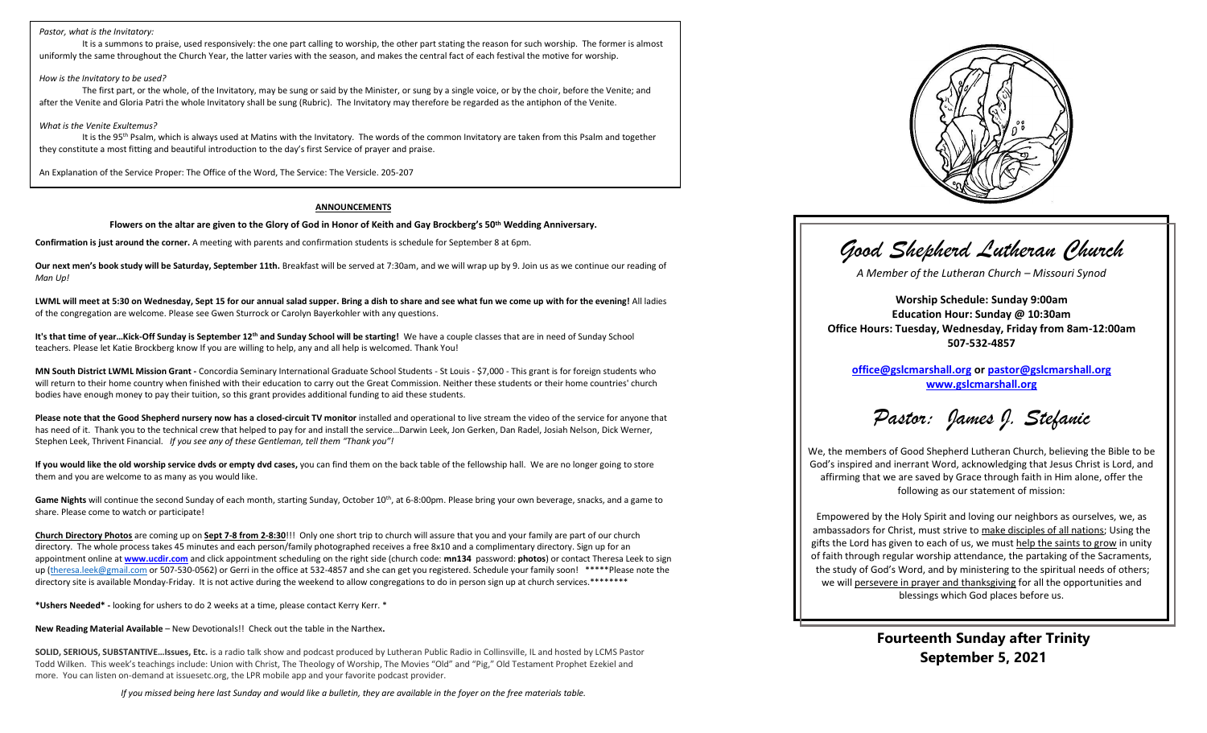*Pastor, what is the Invitatory:*

It is a summons to praise, used responsively: the one part calling to worship, the other part stating the reason for such worship. The former is almost uniformly the same throughout the Church Year, the latter varies with the season, and makes the central fact of each festival the motive for worship.

*How is the Invitatory to be used?*

The first part, or the whole, of the Invitatory, may be sung or said by the Minister, or sung by a single voice, or by the choir, before the Venite; and after the Venite and Gloria Patri the whole Invitatory shall be sung (Rubric). The Invitatory may therefore be regarded as the antiphon of the Venite.

*What is the Venite Exultemus?*

It is the 95th Psalm, which is always used at Matins with the Invitatory. The words of the common Invitatory are taken from this Psalm and together they constitute a most fitting and beautiful introduction to the day's first Service of prayer and praise.

An Explanation of the Service Proper: The Office of the Word, The Service: The Versicle. 205-207

## ANNOUNCEMENTS

**Flowers on the altar are given to the Glory of God in Honor of Keith and Gay Brockberg's 50th Wedding Anniversary.**

**Confirmation is just around the corner.** A meeting with parents and confirmation students is schedule for September 8 at 6pm.

**Our next men's book study will be Saturday, September 11th.** Breakfast will be served at 7:30am, and we will wrap up by 9. Join us as we continue our reading of *Man Up!*

**LWML will meet at 5:30 on Wednesday, Sept 15 for our annual salad supper. Bring a dish to share and see what fun we come up with for the evening!** All ladies of the congregation are welcome. Please see Gwen Sturrock or Carolyn Bayerkohler with any questions.

**It's that time of year…Kick-Off Sunday is September 12th and Sunday School will be starting!** We have a couple classes that are in need of Sunday School teachers. Please let Katie Brockberg know If you are willing to help, any and all help is welcomed. Thank You!

**MN South District LWML Mission Grant -** Concordia Seminary International Graduate School Students - St Louis - $7,000 - This grant is for foreign students who will return to their home country when finished with their education to carry out the Great Commission. Neither these students or their home countries' church bodies have enough money to pay their tuition, so this grant provides additional funding to aid these students.

**Please note that the Good Shepherd nursery now has a closed-circuit TV monitor** installed and operational to live stream the video of the service for anyone that has need of it. Thank you to the technical crew that helped to pay for and install the service…Darwin Leek, Jon Gerken, Dan Radel, Josiah Nelson, Dick Werner, Stephen Leek, Thrivent Financial. *If you see any of these Gentleman, tell them "Thank you"!*

**If you would like the old worship service dvds or empty dvd cases,** you can find them on the back table of the fellowship hall. We are no longer going to store them and you are welcome to as many as you would like.

**Game Nights** will continue the second Sunday of each month, starting Sunday, October 10th, at 6-8:00pm. Please bring your own beverage, snacks, and a game to share. Please come to watch or participate!

**Church Directory Photos** are coming up on **Sept 7-8 from 2-8:30**!!! Only one short trip to church will assure that you and your family are part of our church directory. The whole process takes 45 minutes and each person/family photographed receives a free 8x10 and a complimentary directory. Sign up for an appointment online at **www.ucdir.com** and click appointment scheduling on the right side (church code: **mn134** password: **photos**) or contact Theresa Leek to sign up (theresa.leek@gmail.com or 507-530-0562) or Gerri in the office at 532-4857 and she can get you registered. Schedule your family soon! \*\*\*\*\*Please note the directory site is available Monday-Friday. It is not active during the weekend to allow congregations to do in person sign up at church services.\*\*\*\*\*\*\*\*

**\*Ushers Needed\* -** looking for ushers to do 2 weeks at a time, please contact Kerry Kerr. **\***

**New Reading Material Available** – New Devotionals!! Check out the table in the Narthex**.**

**SOLID, SERIOUS, SUBSTANTIVE…Issues, Etc.** is a radio talk show and podcast produced by Lutheran Public Radio in Collinsville, IL and hosted by LCMS Pastor Todd Wilken. This week's teachings include: Union with Christ, The Theology of Worship, The Movies "Old" and "Pig," Old Testament Prophet Ezekiel and more. You can listen on-demand at issuesetc.org, the LPR mobile app and your favorite podcast provider.

*If you missed being here last Sunday and would like a bulletin, they are available in the foyer on the free materials table.*

# *Good Shepherd Lutheran Church*

*A Member of the Lutheran Church – Missouri Synod*

**Worship Schedule: Sunday 9:00am**
**Education Hour: Sunday @ 10:30am**
**Office Hours: Tuesday, Wednesday, Friday from 8am-12:00am**
**507-532-4857**

**office@gslcmarshall.org or pastor@gslcmarshall.org**
**www.gslcmarshall.org**

## *Pastor: James J. Stefanic*

We, the members of Good Shepherd Lutheran Church, believing the Bible to be God's inspired and inerrant Word, acknowledging that Jesus Christ is Lord, and affirming that we are saved by Grace through faith in Him alone, offer the following as our statement of mission:

Empowered by the Holy Spirit and loving our neighbors as ourselves, we, as ambassadors for Christ, must strive to make disciples of all nations; Using the gifts the Lord has given to each of us, we must help the saints to grow in unity of faith through regular worship attendance, the partaking of the Sacraments, the study of God's Word, and by ministering to the spiritual needs of others; we will persevere in prayer and thanksgiving for all the opportunities and blessings which God places before us.

**Fourteenth Sunday after Trinity**
**September 5, 2021**